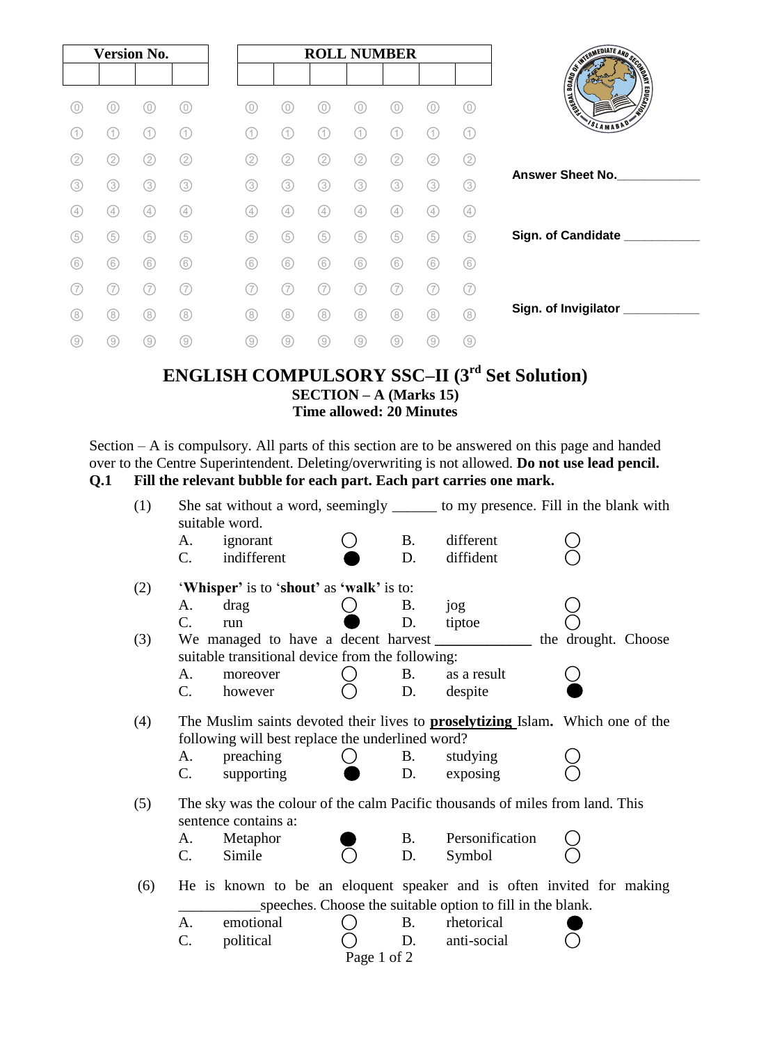| Version No. | | | |
|---|---|---|---|
| | | | |

| ROLL NUMBER | | | | | | |
|---|---|---|---|---|---|---|
| | | | | | | |

Answer Sheet No.____________

Sign. of Candidate ___________

Sign. of Invigilator ___________

# ENGLISH COMPULSORY SSC–II (3rd Set Solution)

## SECTION – A (Marks 15)

**Time allowed: 20 Minutes**

Section – A is compulsory. All parts of this section are to be answered on this page and handed over to the Centre Superintendent. Deleting/overwriting is not allowed. **Do not use lead pencil.**

**Q.1 Fill the relevant bubble for each part. Each part carries one mark.**

(1) She sat without a word, seemingly ______ to my presence. Fill in the blank with suitable word.

| | | | | | |
|---|---|---|---|---|---|
| A. | ignorant | ○ | B. | different | ○ |
| C. | indifferent | ● | D. | diffident | ○ |

(2) '**Whisper**' is to '**shout**' as **'walk'** is to:

| | | | | | |
|---|---|---|---|---|---|
| A. | drag | ○ | B. | jog | ○ |
| C. | run | ● | D. | tiptoe | ○ |

(3) We managed to have a decent harvest _____________ the drought. Choose suitable transitional device from the following:

| | | | | | |
|---|---|---|---|---|---|
| A. | moreover | ○ | B. | as a result | ○ |
| C. | however | ○ | D. | despite | ● |

(4) The Muslim saints devoted their lives to **<u>proselytizing</u>** Islam**.** Which one of the following will best replace the underlined word?

| | | | | | |
|---|---|---|---|---|---|
| A. | preaching | ○ | B. | studying | ○ |
| C. | supporting | ● | D. | exposing | ○ |

(5) The sky was the colour of the calm Pacific thousands of miles from land. This sentence contains a:

| | | | | | |
|---|---|---|---|---|---|
| A. | Metaphor | ● | B. | Personification | ○ |
| C. | Simile | ○ | D. | Symbol | ○ |

(6) He is known to be an eloquent speaker and is often invited for making ___________speeches. Choose the suitable option to fill in the blank.

| | | | | | |
|---|---|---|---|---|---|
| A. | emotional | ○ | B. | rhetorical | ● |
| C. | political | ○ | D. | anti-social | ○ |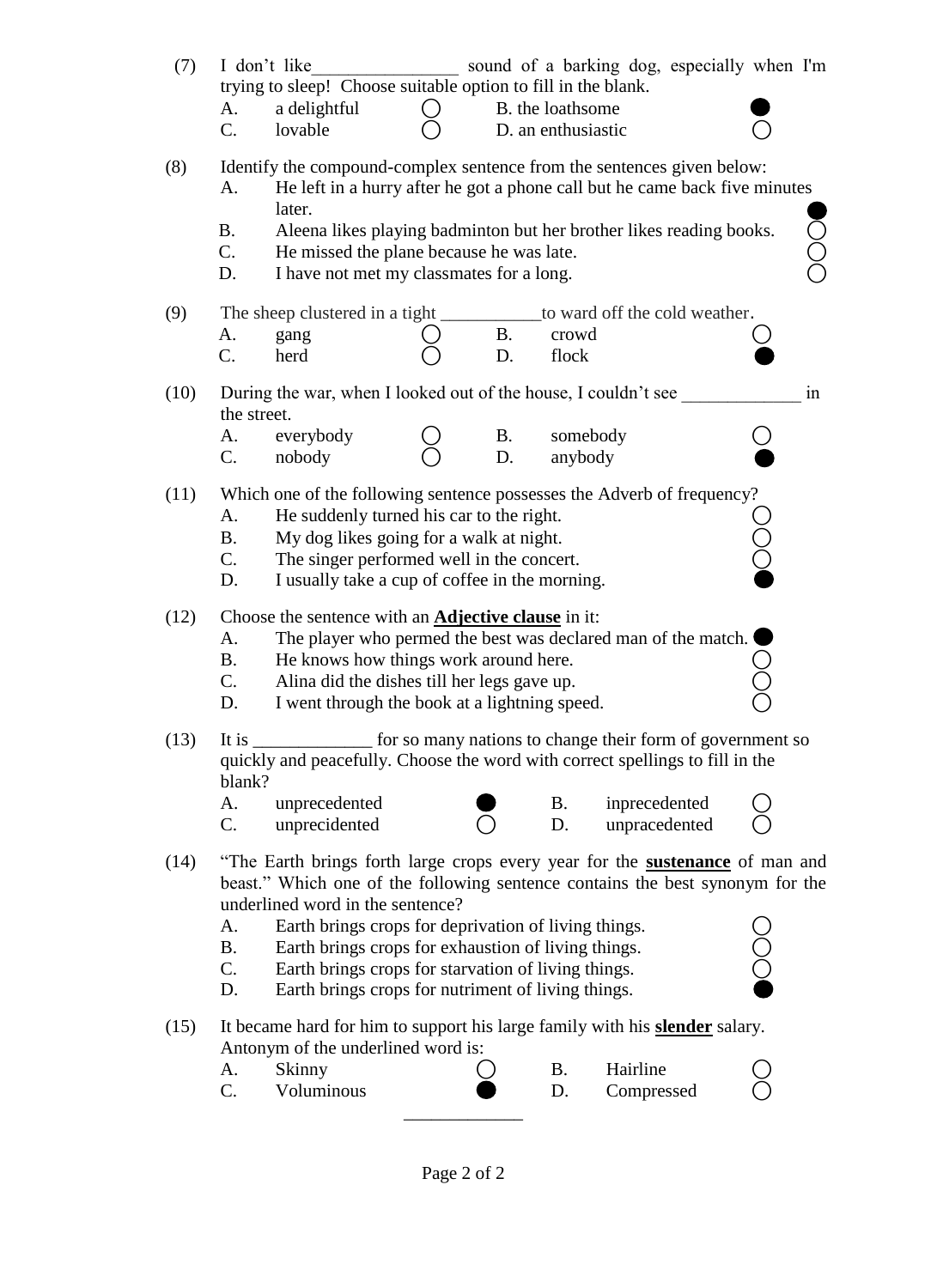(7) I don't like________________ sound of a barking dog, especially when I'm trying to sleep! Choose suitable option to fill in the blank.

A. a delightful ○ B. the loathsome ●
C. lovable ○ D. an enthusiastic ○

(8) Identify the compound-complex sentence from the sentences given below:

A. He left in a hurry after he got a phone call but he came back five minutes later. ●
B. Aleena likes playing badminton but her brother likes reading books. ○
C. He missed the plane because he was late. ○
D. I have not met my classmates for a long. ○

(9) The sheep clustered in a tight ___________to ward off the cold weather.

A. gang ○ B. crowd ○
C. herd ○ D. flock ●

(10) During the war, when I looked out of the house, I couldn't see _____________ in the street.

A. everybody ○ B. somebody ○
C. nobody ○ D. anybody ●

(11) Which one of the following sentence possesses the Adverb of frequency?

A. He suddenly turned his car to the right. ○
B. My dog likes going for a walk at night. ○
C. The singer performed well in the concert. ○
D. I usually take a cup of coffee in the morning. ●

(12) Choose the sentence with an **Adjective clause** in it:

A. The player who permed the best was declared man of the match. ●
B. He knows how things work around here. ○
C. Alina did the dishes till her legs gave up. ○
D. I went through the book at a lightning speed. ○

(13) It is _____________ for so many nations to change their form of government so quickly and peacefully. Choose the word with correct spellings to fill in the blank?

A. unprecedented ● B. inprecedented ○
C. unprecidented ○ D. unpracedented ○

(14) "The Earth brings forth large crops every year for the **sustenance** of man and beast." Which one of the following sentence contains the best synonym for the underlined word in the sentence?

A. Earth brings crops for deprivation of living things. ○
B. Earth brings crops for exhaustion of living things. ○
C. Earth brings crops for starvation of living things. ○
D. Earth brings crops for nutriment of living things. ●

(15) It became hard for him to support his large family with his **slender** salary. Antonym of the underlined word is:

A. Skinny ○ B. Hairline ○
C. Voluminous ● D. Compressed ○

_____________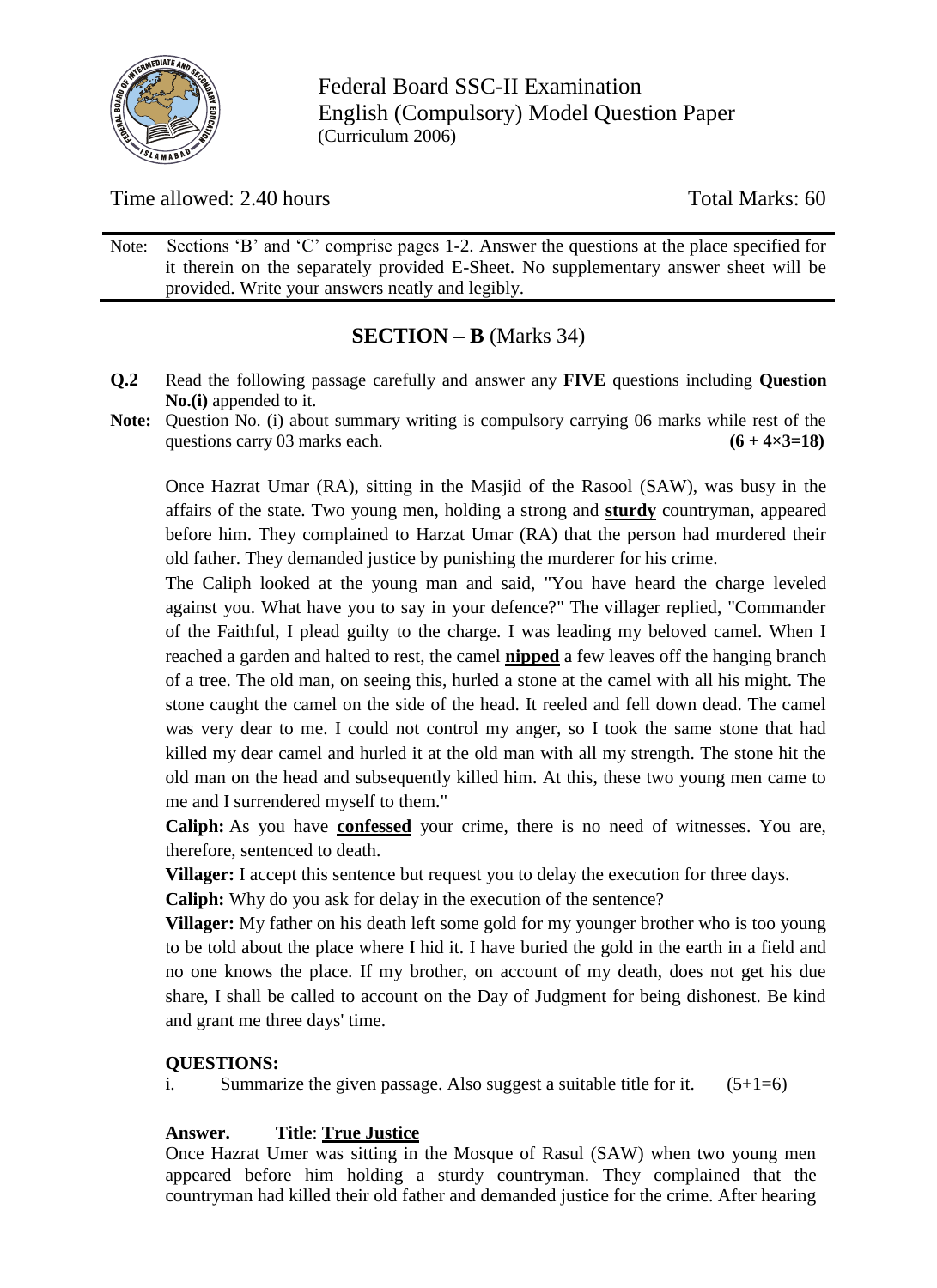Federal Board SSC-II Examination
English (Compulsory) Model Question Paper
(Curriculum 2006)

Time allowed: 2.40 hours Total Marks: 60

Note: Sections 'B' and 'C' comprise pages 1-2. Answer the questions at the place specified for it therein on the separately provided E-Sheet. No supplementary answer sheet will be provided. Write your answers neatly and legibly.

## SECTION – B (Marks 34)

**Q.2** Read the following passage carefully and answer any **FIVE** questions including **Question No.(i)** appended to it.

**Note:** Question No. (i) about summary writing is compulsory carrying 06 marks while rest of the questions carry 03 marks each. **(6 + 4×3=18)**

Once Hazrat Umar (RA), sitting in the Masjid of the Rasool (SAW), was busy in the affairs of the state. Two young men, holding a strong and **sturdy** countryman, appeared before him. They complained to Harzat Umar (RA) that the person had murdered their old father. They demanded justice by punishing the murderer for his crime.

The Caliph looked at the young man and said, "You have heard the charge leveled against you. What have you to say in your defence?" The villager replied, "Commander of the Faithful, I plead guilty to the charge. I was leading my beloved camel. When I reached a garden and halted to rest, the camel **nipped** a few leaves off the hanging branch of a tree. The old man, on seeing this, hurled a stone at the camel with all his might. The stone caught the camel on the side of the head. It reeled and fell down dead. The camel was very dear to me. I could not control my anger, so I took the same stone that had killed my dear camel and hurled it at the old man with all my strength. The stone hit the old man on the head and subsequently killed him. At this, these two young men came to me and I surrendered myself to them."

**Caliph:** As you have **confessed** your crime, there is no need of witnesses. You are, therefore, sentenced to death.

**Villager:** I accept this sentence but request you to delay the execution for three days.

**Caliph:** Why do you ask for delay in the execution of the sentence?

**Villager:** My father on his death left some gold for my younger brother who is too young to be told about the place where I hid it. I have buried the gold in the earth in a field and no one knows the place. If my brother, on account of my death, does not get his due share, I shall be called to account on the Day of Judgment for being dishonest. Be kind and grant me three days' time.

**QUESTIONS:**

i. Summarize the given passage. Also suggest a suitable title for it. (5+1=6)

**Answer.** **Title**: **True Justice**

Once Hazrat Umer was sitting in the Mosque of Rasul (SAW) when two young men appeared before him holding a sturdy countryman. They complained that the countryman had killed their old father and demanded justice for the crime. After hearing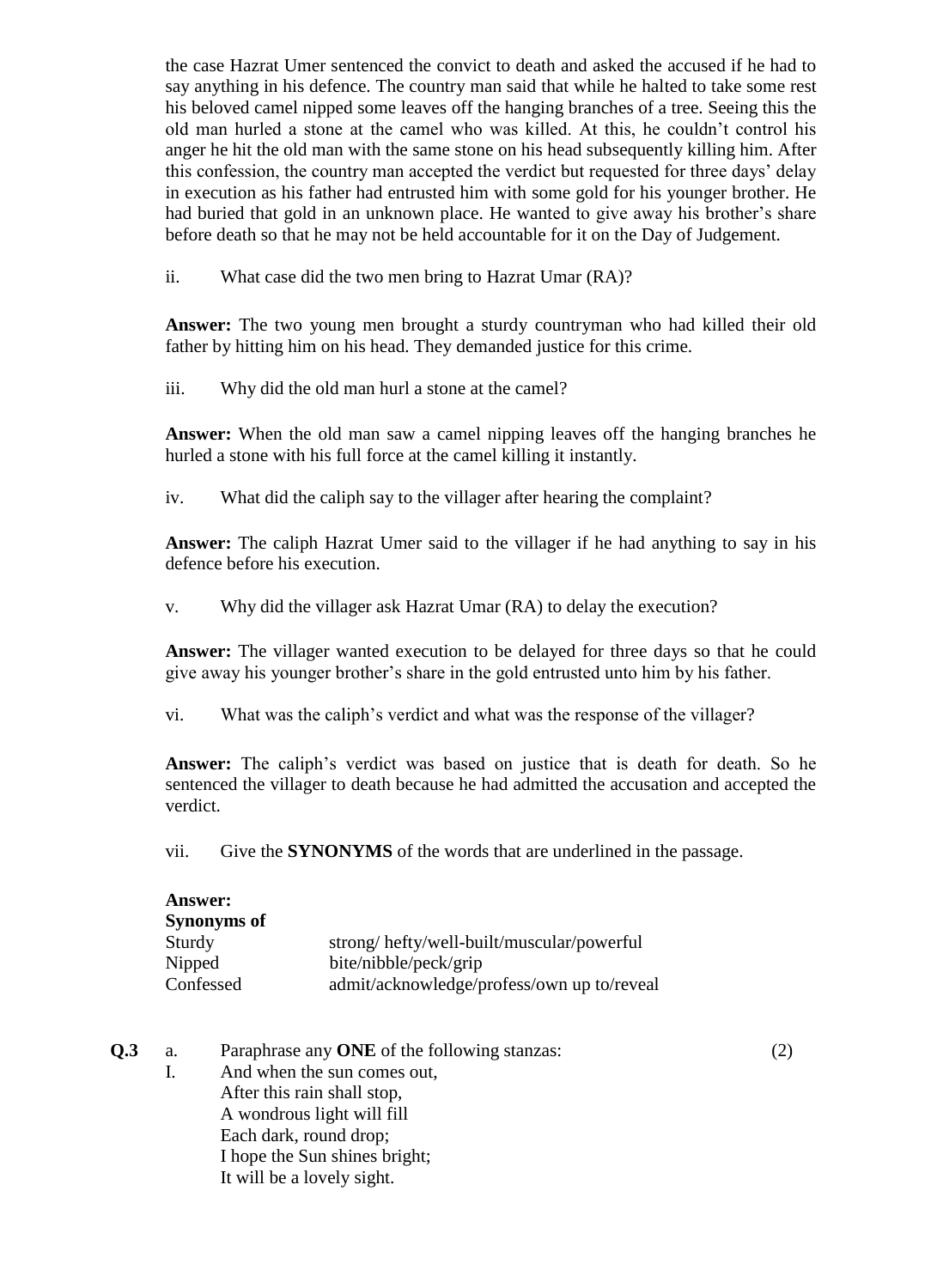the case Hazrat Umer sentenced the convict to death and asked the accused if he had to say anything in his defence. The country man said that while he halted to take some rest his beloved camel nipped some leaves off the hanging branches of a tree. Seeing this the old man hurled a stone at the camel who was killed. At this, he couldn't control his anger he hit the old man with the same stone on his head subsequently killing him. After this confession, the country man accepted the verdict but requested for three days' delay in execution as his father had entrusted him with some gold for his younger brother. He had buried that gold in an unknown place. He wanted to give away his brother's share before death so that he may not be held accountable for it on the Day of Judgement.

ii. What case did the two men bring to Hazrat Umar (RA)?

**Answer:** The two young men brought a sturdy countryman who had killed their old father by hitting him on his head. They demanded justice for this crime.

iii. Why did the old man hurl a stone at the camel?

**Answer:** When the old man saw a camel nipping leaves off the hanging branches he hurled a stone with his full force at the camel killing it instantly.

iv. What did the caliph say to the villager after hearing the complaint?

**Answer:** The caliph Hazrat Umer said to the villager if he had anything to say in his defence before his execution.

v. Why did the villager ask Hazrat Umar (RA) to delay the execution?

**Answer:** The villager wanted execution to be delayed for three days so that he could give away his younger brother's share in the gold entrusted unto him by his father.

vi. What was the caliph's verdict and what was the response of the villager?

**Answer:** The caliph's verdict was based on justice that is death for death. So he sentenced the villager to death because he had admitted the accusation and accepted the verdict.

vii. Give the **SYNONYMS** of the words that are underlined in the passage.

**Answer:**
**Synonyms of**

| | |
|---|---|
| Sturdy | strong/ hefty/well-built/muscular/powerful |
| Nipped | bite/nibble/peck/grip |
| Confessed | admit/acknowledge/profess/own up to/reveal |

**Q.3** a. Paraphrase any **ONE** of the following stanzas: (2)

I. And when the sun comes out,
After this rain shall stop,
A wondrous light will fill
Each dark, round drop;
I hope the Sun shines bright;
It will be a lovely sight.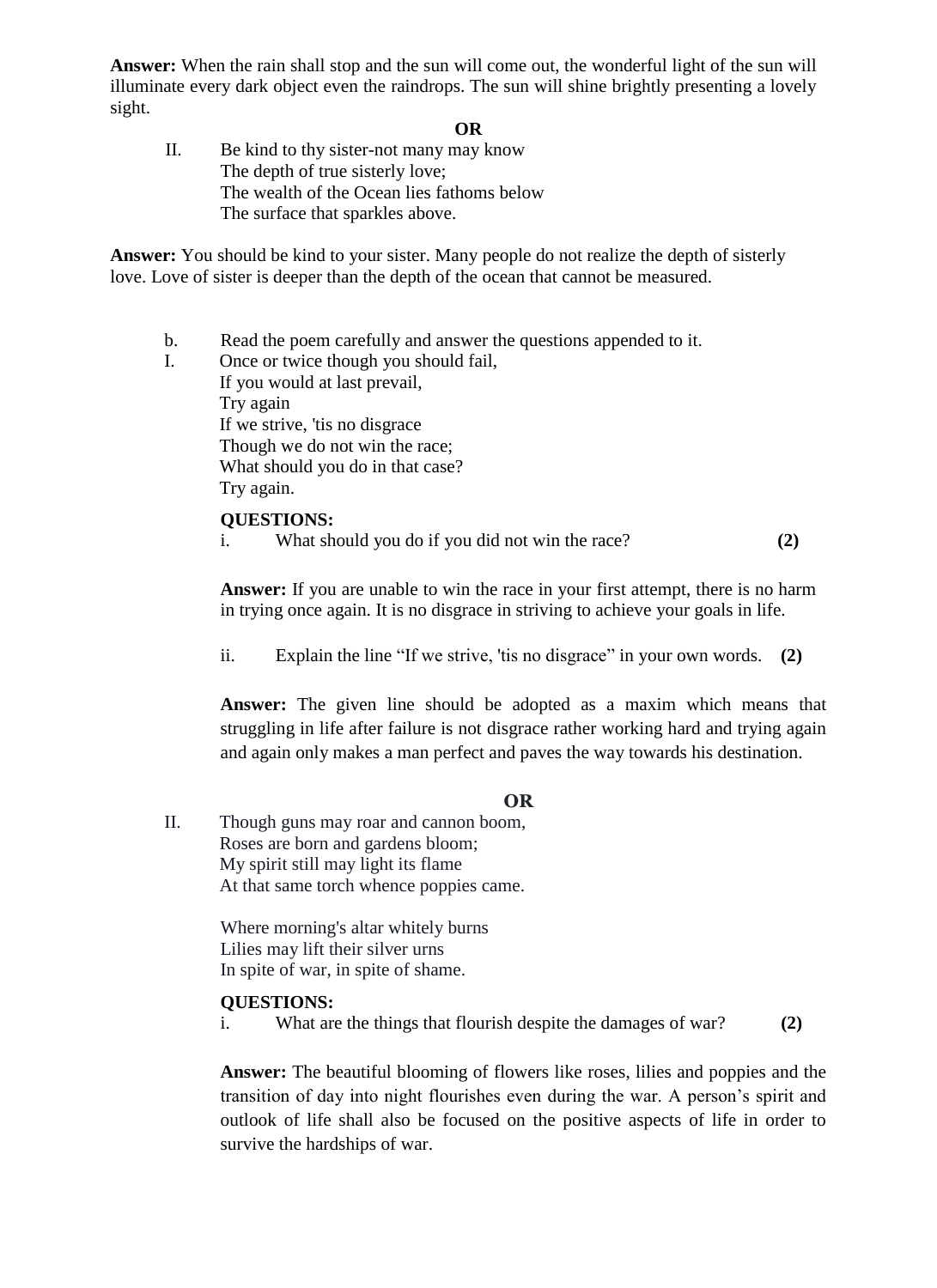**Answer:** When the rain shall stop and the sun will come out, the wonderful light of the sun will illuminate every dark object even the raindrops. The sun will shine brightly presenting a lovely sight.

**OR**

II. Be kind to thy sister-not many may know
The depth of true sisterly love;
The wealth of the Ocean lies fathoms below
The surface that sparkles above.

**Answer:** You should be kind to your sister. Many people do not realize the depth of sisterly love. Love of sister is deeper than the depth of the ocean that cannot be measured.

b. Read the poem carefully and answer the questions appended to it.

I. Once or twice though you should fail,
If you would at last prevail,
Try again
If we strive, 'tis no disgrace
Though we do not win the race;
What should you do in that case?
Try again.

**QUESTIONS:**

i. What should you do if you did not win the race? **(2)**

**Answer:** If you are unable to win the race in your first attempt, there is no harm in trying once again. It is no disgrace in striving to achieve your goals in life.

ii. Explain the line "If we strive, 'tis no disgrace" in your own words. **(2)**

**Answer:** The given line should be adopted as a maxim which means that struggling in life after failure is not disgrace rather working hard and trying again and again only makes a man perfect and paves the way towards his destination.

**OR**

II. Though guns may roar and cannon boom,
Roses are born and gardens bloom;
My spirit still may light its flame
At that same torch whence poppies came.

Where morning's altar whitely burns
Lilies may lift their silver urns
In spite of war, in spite of shame.

**QUESTIONS:**

i. What are the things that flourish despite the damages of war? **(2)**

**Answer:** The beautiful blooming of flowers like roses, lilies and poppies and the transition of day into night flourishes even during the war. A person's spirit and outlook of life shall also be focused on the positive aspects of life in order to survive the hardships of war.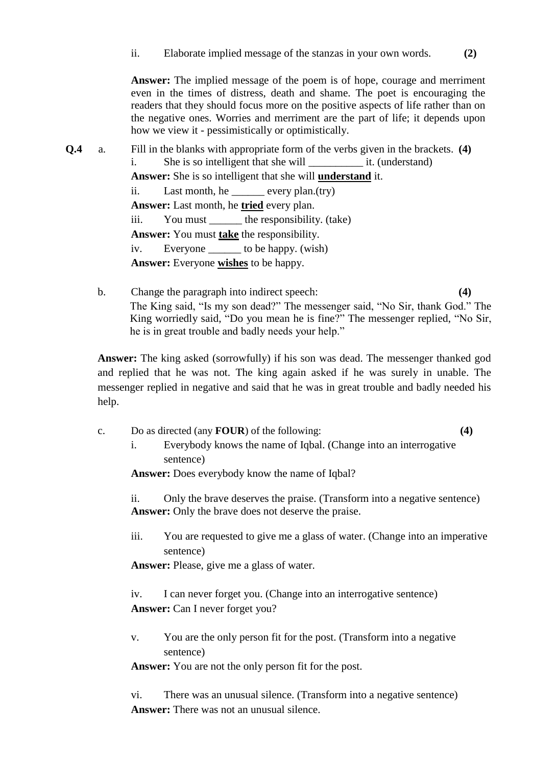ii. Elaborate implied message of the stanzas in your own words. **(2)**

**Answer:** The implied message of the poem is of hope, courage and merriment even in the times of distress, death and shame. The poet is encouraging the readers that they should focus more on the positive aspects of life rather than on the negative ones. Worries and merriment are the part of life; it depends upon how we view it - pessimistically or optimistically.

**Q.4** a. Fill in the blanks with appropriate form of the verbs given in the brackets. **(4)**

i. She is so intelligent that she will __________ it. (understand)

**Answer:** She is so intelligent that she will **understand** it.

ii. Last month, he ______ every plan.(try)

**Answer:** Last month, he **tried** every plan.

iii. You must ______ the responsibility. (take)

**Answer:** You must **take** the responsibility.

iv. Everyone ______ to be happy. (wish)

**Answer:** Everyone **wishes** to be happy.

b. Change the paragraph into indirect speech: **(4)**

The King said, "Is my son dead?" The messenger said, "No Sir, thank God." The King worriedly said, "Do you mean he is fine?" The messenger replied, "No Sir, he is in great trouble and badly needs your help."

**Answer:** The king asked (sorrowfully) if his son was dead. The messenger thanked god and replied that he was not. The king again asked if he was surely in unable. The messenger replied in negative and said that he was in great trouble and badly needed his help.

c. Do as directed (any **FOUR**) of the following: **(4)**

i. Everybody knows the name of Iqbal. (Change into an interrogative sentence)

**Answer:** Does everybody know the name of Iqbal?

ii. Only the brave deserves the praise. (Transform into a negative sentence)

**Answer:** Only the brave does not deserve the praise.

iii. You are requested to give me a glass of water. (Change into an imperative sentence)

**Answer:** Please, give me a glass of water.

iv. I can never forget you. (Change into an interrogative sentence)

**Answer:** Can I never forget you?

v. You are the only person fit for the post. (Transform into a negative sentence)

**Answer:** You are not the only person fit for the post.

vi. There was an unusual silence. (Transform into a negative sentence)

**Answer:** There was not an unusual silence.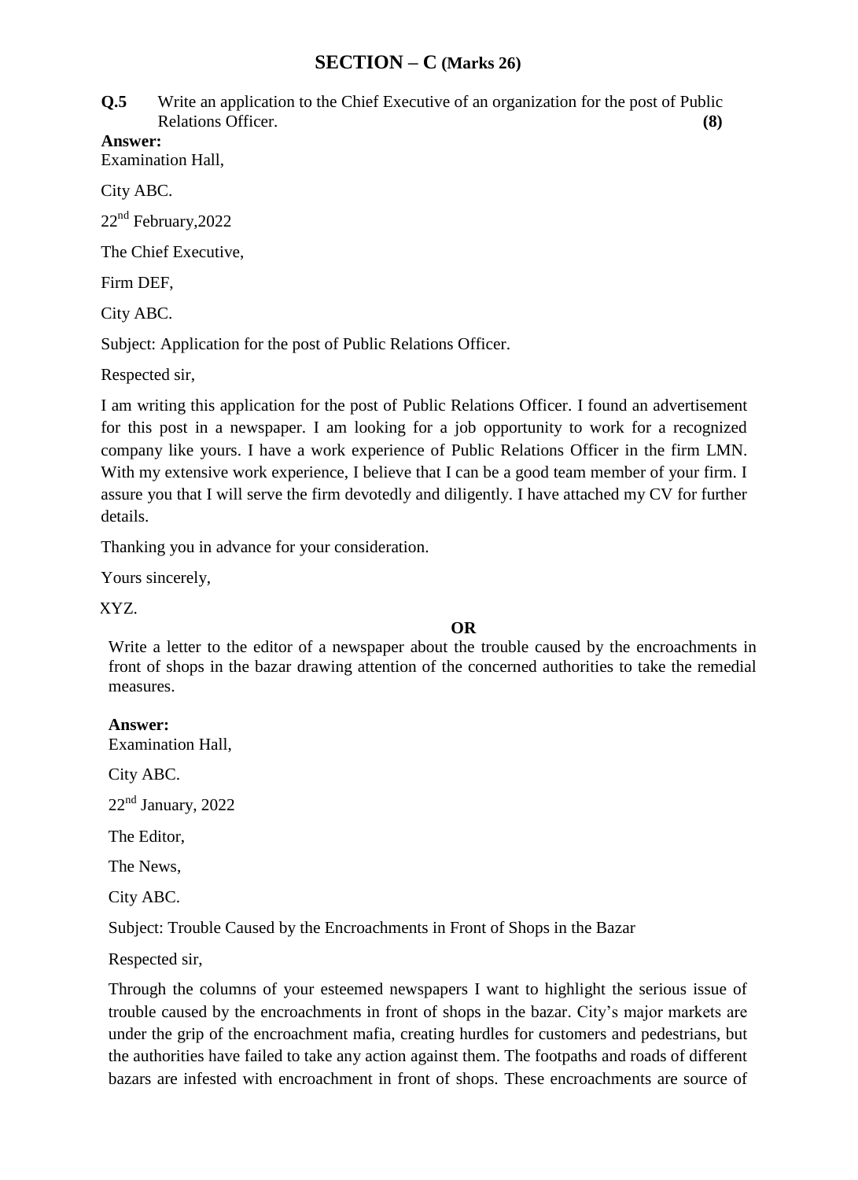## SECTION – C (Marks 26)

**Q.5** Write an application to the Chief Executive of an organization for the post of Public Relations Officer. **(8)**

**Answer:**

Examination Hall,

City ABC.

22nd February,2022

The Chief Executive,

Firm DEF,

City ABC.

Subject: Application for the post of Public Relations Officer.

Respected sir,

I am writing this application for the post of Public Relations Officer. I found an advertisement for this post in a newspaper. I am looking for a job opportunity to work for a recognized company like yours. I have a work experience of Public Relations Officer in the firm LMN. With my extensive work experience, I believe that I can be a good team member of your firm. I assure you that I will serve the firm devotedly and diligently. I have attached my CV for further details.

Thanking you in advance for your consideration.

Yours sincerely,

XYZ.

**OR**

Write a letter to the editor of a newspaper about the trouble caused by the encroachments in front of shops in the bazar drawing attention of the concerned authorities to take the remedial measures.

**Answer:**

Examination Hall,

City ABC.

22nd January, 2022

The Editor,

The News,

City ABC.

Subject: Trouble Caused by the Encroachments in Front of Shops in the Bazar

Respected sir,

Through the columns of your esteemed newspapers I want to highlight the serious issue of trouble caused by the encroachments in front of shops in the bazar. City's major markets are under the grip of the encroachment mafia, creating hurdles for customers and pedestrians, but the authorities have failed to take any action against them. The footpaths and roads of different bazars are infested with encroachment in front of shops. These encroachments are source of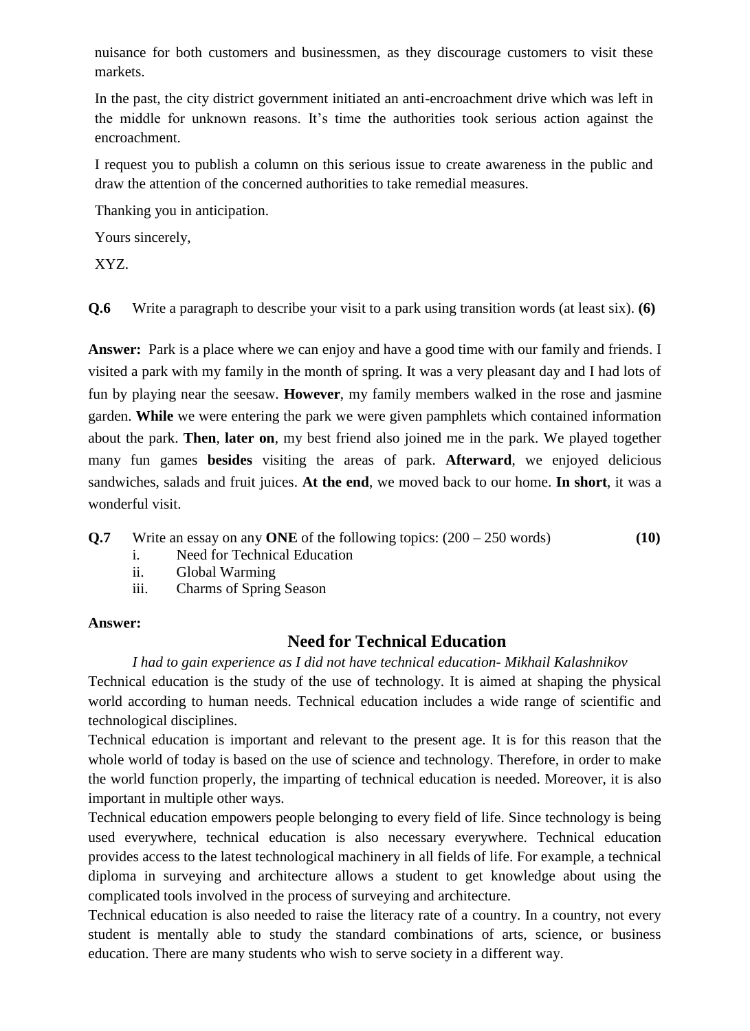nuisance for both customers and businessmen, as they discourage customers to visit these markets.

In the past, the city district government initiated an anti-encroachment drive which was left in the middle for unknown reasons. It's time the authorities took serious action against the encroachment.

I request you to publish a column on this serious issue to create awareness in the public and draw the attention of the concerned authorities to take remedial measures.

Thanking you in anticipation.

Yours sincerely,

XYZ.

**Q.6** Write a paragraph to describe your visit to a park using transition words (at least six). **(6)**

**Answer:** Park is a place where we can enjoy and have a good time with our family and friends. I visited a park with my family in the month of spring. It was a very pleasant day and I had lots of fun by playing near the seesaw. **However**, my family members walked in the rose and jasmine garden. **While** we were entering the park we were given pamphlets which contained information about the park. **Then**, **later on**, my best friend also joined me in the park. We played together many fun games **besides** visiting the areas of park. **Afterward**, we enjoyed delicious sandwiches, salads and fruit juices. **At the end**, we moved back to our home. **In short**, it was a wonderful visit.

**Q.7** Write an essay on any **ONE** of the following topics: (200 – 250 words) **(10)**

i. Need for Technical Education
ii. Global Warming
iii. Charms of Spring Season

**Answer:**

## Need for Technical Education

*I had to gain experience as I did not have technical education- Mikhail Kalashnikov*

Technical education is the study of the use of technology. It is aimed at shaping the physical world according to human needs. Technical education includes a wide range of scientific and technological disciplines.

Technical education is important and relevant to the present age. It is for this reason that the whole world of today is based on the use of science and technology. Therefore, in order to make the world function properly, the imparting of technical education is needed. Moreover, it is also important in multiple other ways.

Technical education empowers people belonging to every field of life. Since technology is being used everywhere, technical education is also necessary everywhere. Technical education provides access to the latest technological machinery in all fields of life. For example, a technical diploma in surveying and architecture allows a student to get knowledge about using the complicated tools involved in the process of surveying and architecture.

Technical education is also needed to raise the literacy rate of a country. In a country, not every student is mentally able to study the standard combinations of arts, science, or business education. There are many students who wish to serve society in a different way.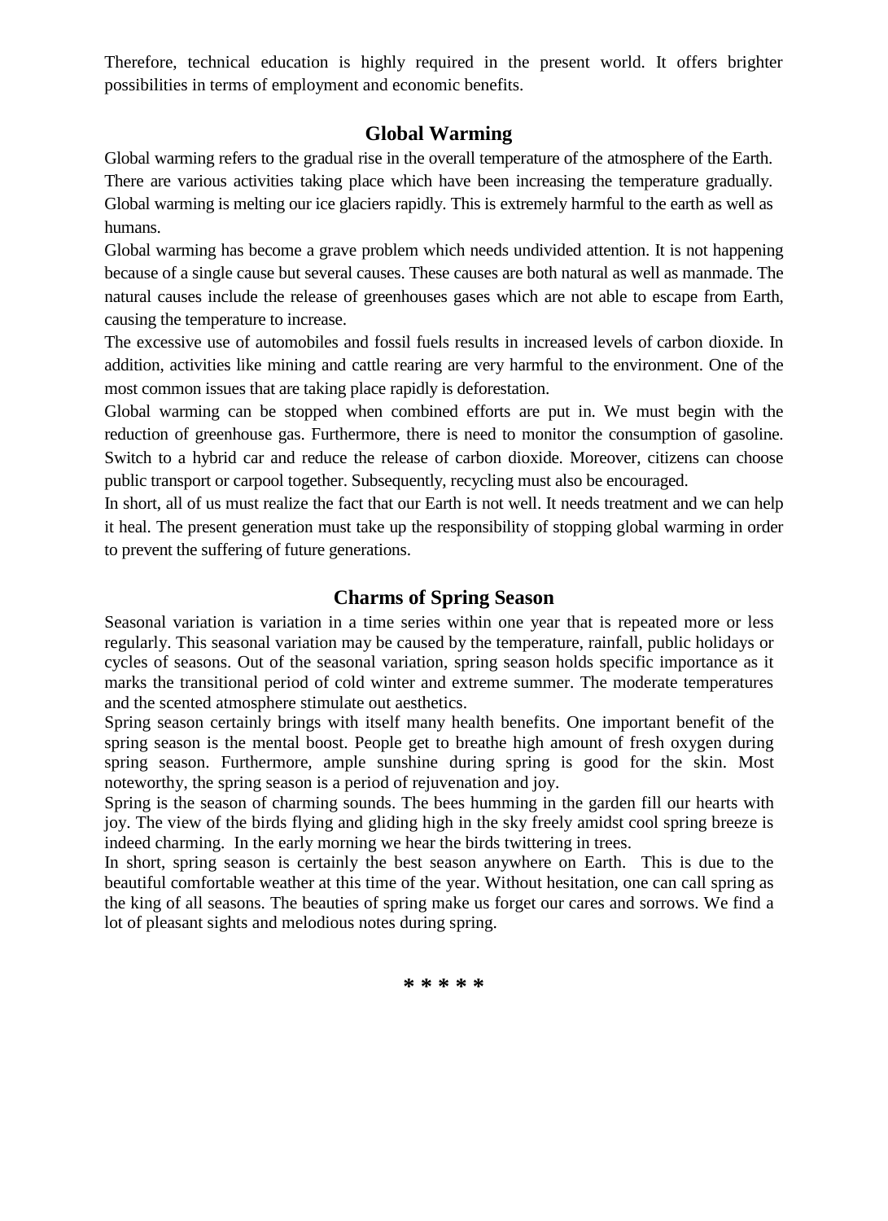Therefore, technical education is highly required in the present world. It offers brighter possibilities in terms of employment and economic benefits.

## Global Warming

Global warming refers to the gradual rise in the overall temperature of the atmosphere of the Earth. There are various activities taking place which have been increasing the temperature gradually. Global warming is melting our ice glaciers rapidly. This is extremely harmful to the earth as well as humans.

Global warming has become a grave problem which needs undivided attention. It is not happening because of a single cause but several causes. These causes are both natural as well as manmade. The natural causes include the release of greenhouses gases which are not able to escape from Earth, causing the temperature to increase.

The excessive use of automobiles and fossil fuels results in increased levels of carbon dioxide. In addition, activities like mining and cattle rearing are very harmful to the environment. One of the most common issues that are taking place rapidly is deforestation.

Global warming can be stopped when combined efforts are put in. We must begin with the reduction of greenhouse gas. Furthermore, there is need to monitor the consumption of gasoline. Switch to a hybrid car and reduce the release of carbon dioxide. Moreover, citizens can choose public transport or carpool together. Subsequently, recycling must also be encouraged.

In short, all of us must realize the fact that our Earth is not well. It needs treatment and we can help it heal. The present generation must take up the responsibility of stopping global warming in order to prevent the suffering of future generations.

## Charms of Spring Season

Seasonal variation is variation in a time series within one year that is repeated more or less regularly. This seasonal variation may be caused by the temperature, rainfall, public holidays or cycles of seasons. Out of the seasonal variation, spring season holds specific importance as it marks the transitional period of cold winter and extreme summer. The moderate temperatures and the scented atmosphere stimulate out aesthetics.

Spring season certainly brings with itself many health benefits. One important benefit of the spring season is the mental boost. People get to breathe high amount of fresh oxygen during spring season. Furthermore, ample sunshine during spring is good for the skin. Most noteworthy, the spring season is a period of rejuvenation and joy.

Spring is the season of charming sounds. The bees humming in the garden fill our hearts with joy. The view of the birds flying and gliding high in the sky freely amidst cool spring breeze is indeed charming. In the early morning we hear the birds twittering in trees.

In short, spring season is certainly the best season anywhere on Earth. This is due to the beautiful comfortable weather at this time of the year. Without hesitation, one can call spring as the king of all seasons. The beauties of spring make us forget our cares and sorrows. We find a lot of pleasant sights and melodious notes during spring.

* * * * *